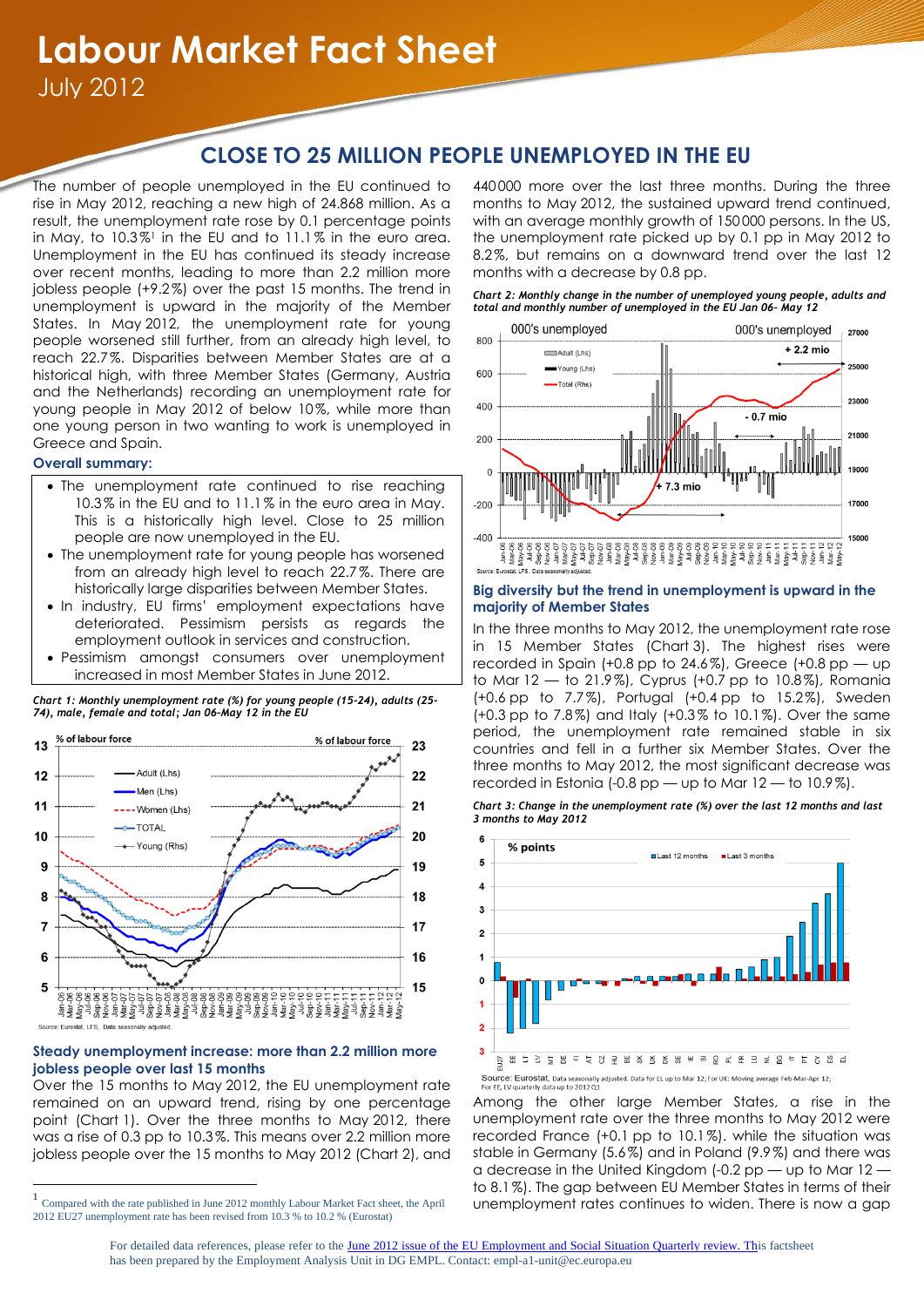# Labour Market Fact Sheet

July 2012

## CLOSE TO 25 MILLION PEOPLE UNEMPLOYED IN THE EU

The number of people unemployed in the EU continued to rise in May 2012, reaching a new high of 24.868 million. As a result, the unemployment rate rose by 0.1 percentage points in May, to 10.3%[1] in the EU and to 11.1% in the euro area. Unemployment in the EU has continued its steady increase over recent months, leading to more than 2.2 million more jobless people (+9.2%) over the past 15 months. The trend in unemployment is upward in the majority of the Member States. In May 2012, the unemployment rate for young people worsened still further, from an already high level, to reach 22.7%. Disparities between Member States are at a historical high, with three Member States (Germany, Austria and the Netherlands) recording an unemployment rate for young people in May 2012 of below 10%, while more than one young person in two wanting to work is unemployed in Greece and Spain.

### Overall summary:

- The unemployment rate continued to rise reaching 10.3% in the EU and to 11.1% in the euro area in May. This is a historically high level. Close to 25 million people are now unemployed in the EU.
- The unemployment rate for young people has worsened from an already high level to reach 22.7%. There are historically large disparities between Member States.
- In industry, EU firms' employment expectations have deteriorated. Pessimism persists as regards the employment outlook in services and construction.
- Pessimism amongst consumers over unemployment increased in most Member States in June 2012.

*Chart 1: Monthly unemployment rate (%) for young people (15-24), adults (25-74), male, female and total; Jan 06-May 12 in the EU*

Source: Eurostat, LFS, Data seasonally adjusted.

### Steady unemployment increase: more than 2.2 million more jobless people over last 15 months

Over the 15 months to May 2012, the EU unemployment rate remained on an upward trend, rising by one percentage point (Chart 1). Over the three months to May 2012, there was a rise of 0.3 pp to 10.3%. This means over 2.2 million more jobless people over the 15 months to May 2012 (Chart 2), and 440000 more over the last three months. During the three months to May 2012, the sustained upward trend continued, with an average monthly growth of 150000 persons. In the US, the unemployment rate picked up by 0.1 pp in May 2012 to 8.2%, but remains on a downward trend over the last 12 months with a decrease by 0.8 pp.

*Chart 2: Monthly change in the number of unemployed young people, adults and total and monthly number of unemployed in the EU Jan 06- May 12*

Source: Eurostat, LFS, Data seasonally adjusted.

### Big diversity but the trend in unemployment is upward in the majority of Member States

In the three months to May 2012, the unemployment rate rose in 15 Member States (Chart 3). The highest rises were recorded in Spain (+0.8 pp to 24.6%), Greece (+0.8 pp — up to Mar 12 — to 21.9%), Cyprus (+0.7 pp to 10.8%), Romania (+0.6 pp to 7.7%), Portugal (+0.4 pp to 15.2%), Sweden (+0.3 pp to 7.8%) and Italy (+0.3% to 10.1%). Over the same period, the unemployment rate remained stable in six countries and fell in a further six Member States. Over the three months to May 2012, the most significant decrease was recorded in Estonia (-0.8 pp — up to Mar 12 — to 10.9%).

*Chart 3: Change in the unemployment rate (%) over the last 12 months and last 3 months to May 2012*

Source: Eurostat, Data seasonally adjusted. Data for EL up to Mar 12; For UK: Moving average Feb-Mar-Apr 12; For EE, LV quarterly data up to 2012 Q1

Among the other large Member States, a rise in the unemployment rate over the three months to May 2012 were recorded France (+0.1 pp to 10.1%). while the situation was stable in Germany (5.6%) and in Poland (9.9%) and there was a decrease in the United Kingdom (-0.2 pp — up to Mar 12 — to 8.1%). The gap between EU Member States in terms of their unemployment rates continues to widen. There is now a gap

[1] Compared with the rate published in June 2012 monthly Labour Market Fact sheet, the April 2012 EU27 unemployment rate has been revised from 10.3 % to 10.2 % (Eurostat)

For detailed data references, please refer to the June 2012 issue of the EU Employment and Social Situation Quarterly review. This factsheet has been prepared by the Employment Analysis Unit in DG EMPL. Contact: empl-a1-unit@ec.europa.eu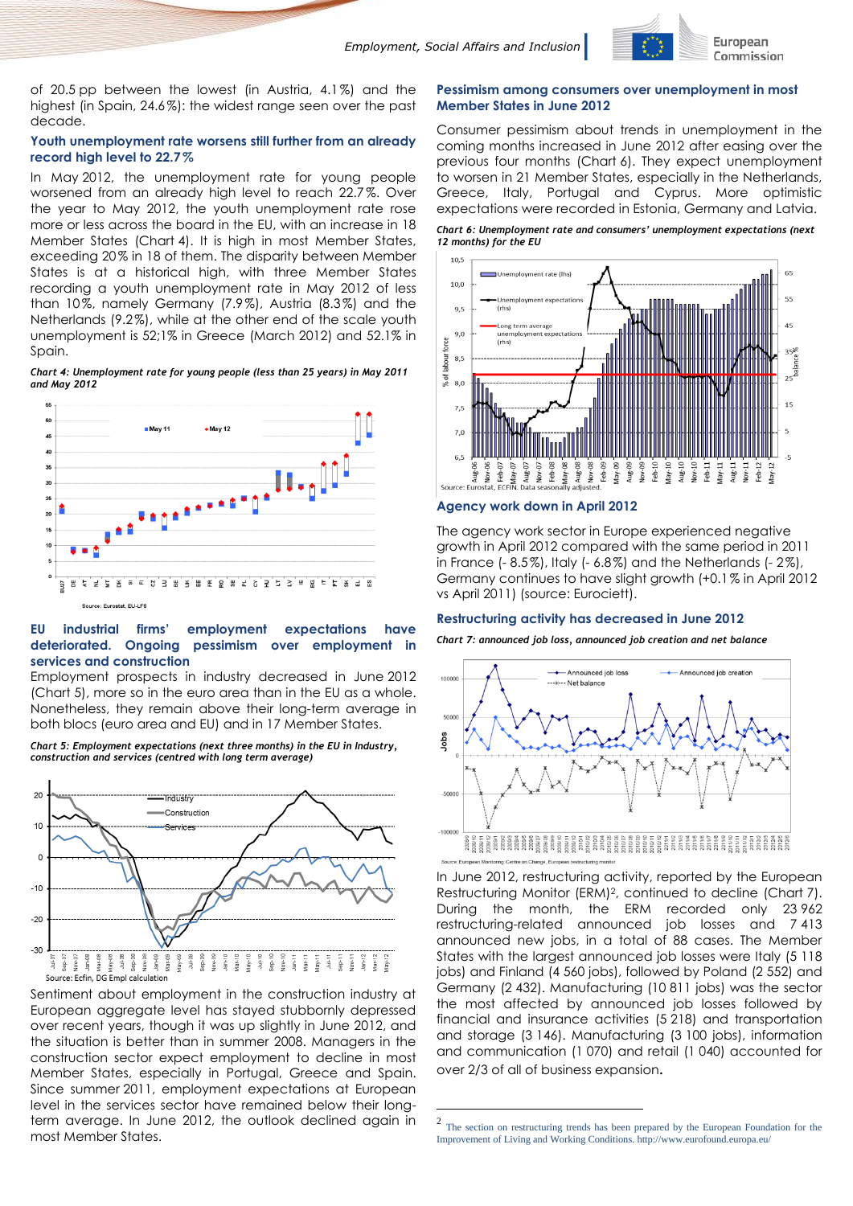of 20.5 pp between the lowest (in Austria, 4.1%) and the highest (in Spain, 24.6%): the widest range seen over the past decade.

### Youth unemployment rate worsens still further from an already record high level to 22.7%

In May 2012, the unemployment rate for young people worsened from an already high level to reach 22.7%. Over the year to May 2012, the youth unemployment rate rose more or less across the board in the EU, with an increase in 18 Member States (Chart 4). It is high in most Member States, exceeding 20% in 18 of them. The disparity between Member States is at a historical high, with three Member States recording a youth unemployment rate in May 2012 of less than 10%, namely Germany (7.9%), Austria (8.3%) and the Netherlands (9.2%), while at the other end of the scale youth unemployment is 52;1% in Greece (March 2012) and 52.1% in Spain.

*Chart 4: Unemployment rate for young people (less than 25 years) in May 2011 and May 2012*

May 11
May 12
EU27 DE AT NL MT DK SI FI CZ LU BE UK EE FR RO SE PL CY HU LT LV IE BG IT PT SK EL ES
Source: Eurostat, EU-LFS

### EU industrial firms' employment expectations have deteriorated. Ongoing pessimism over employment in services and construction

Employment prospects in industry decreased in June 2012 (Chart 5), more so in the euro area than in the EU as a whole. Nonetheless, they remain above their long-term average in both blocs (euro area and EU) and in 17 Member States.

*Chart 5: Employment expectations (next three months) in the EU in Industry, construction and services (centred with long term average)*

Industry
Construction
Services
Source: Ecfin, DG Empl calculation

Sentiment about employment in the construction industry at European aggregate level has stayed stubbornly depressed over recent years, though it was up slightly in June 2012, and the situation is better than in summer 2008. Managers in the construction sector expect employment to decline in most Member States, especially in Portugal, Greece and Spain. Since summer 2011, employment expectations at European level in the services sector have remained below their long-term average. In June 2012, the outlook declined again in most Member States.

### Pessimism among consumers over unemployment in most Member States in June 2012

Consumer pessimism about trends in unemployment in the coming months increased in June 2012 after easing over the previous four months (Chart 6). They expect unemployment to worsen in 21 Member States, especially in the Netherlands, Greece, Italy, Portugal and Cyprus. More optimistic expectations were recorded in Estonia, Germany and Latvia.

*Chart 6: Unemployment rate and consumers' unemployment expectations (next 12 months) for the EU*

Unemployment rate (lhs)
Unemployment expectations (rhs)
Long term average unemployment expectations (rhs)
% of labour force
balance %
Source: Eurostat, ECFIN. Data seasonally adjusted.

### Agency work down in April 2012

The agency work sector in Europe experienced negative growth in April 2012 compared with the same period in 2011 in France (- 8.5%), Italy (- 6.8%) and the Netherlands (- 2%). Germany continues to have slight growth (+0.1% in April 2012 vs April 2011) (source: Eurociett).

### Restructuring activity has decreased in June 2012

*Chart 7: announced job loss, announced job creation and net balance*

Announced job loss
Announced job creation
Net balance
Jobs
Source: European Monitoring Centre on Change, European restructuring monitor

In June 2012, restructuring activity, reported by the European Restructuring Monitor (ERM)[2], continued to decline (Chart 7). During the month, the ERM recorded only 23 962 restructuring-related announced job losses and 7 413 announced new jobs, in a total of 88 cases. The Member States with the largest announced job losses were Italy (5 118 jobs) and Finland (4 560 jobs), followed by Poland (2 552) and Germany (2 432). Manufacturing (10 811 jobs) was the sector the most affected by announced job losses followed by financial and insurance activities (5 218) and transportation and storage (3 146). Manufacturing (3 100 jobs), information and communication (1 070) and retail (1 040) accounted for over 2/3 of all of business expansion.

[2] The section on restructuring trends has been prepared by the European Foundation for the Improvement of Living and Working Conditions. http://www.eurofound.europa.eu/